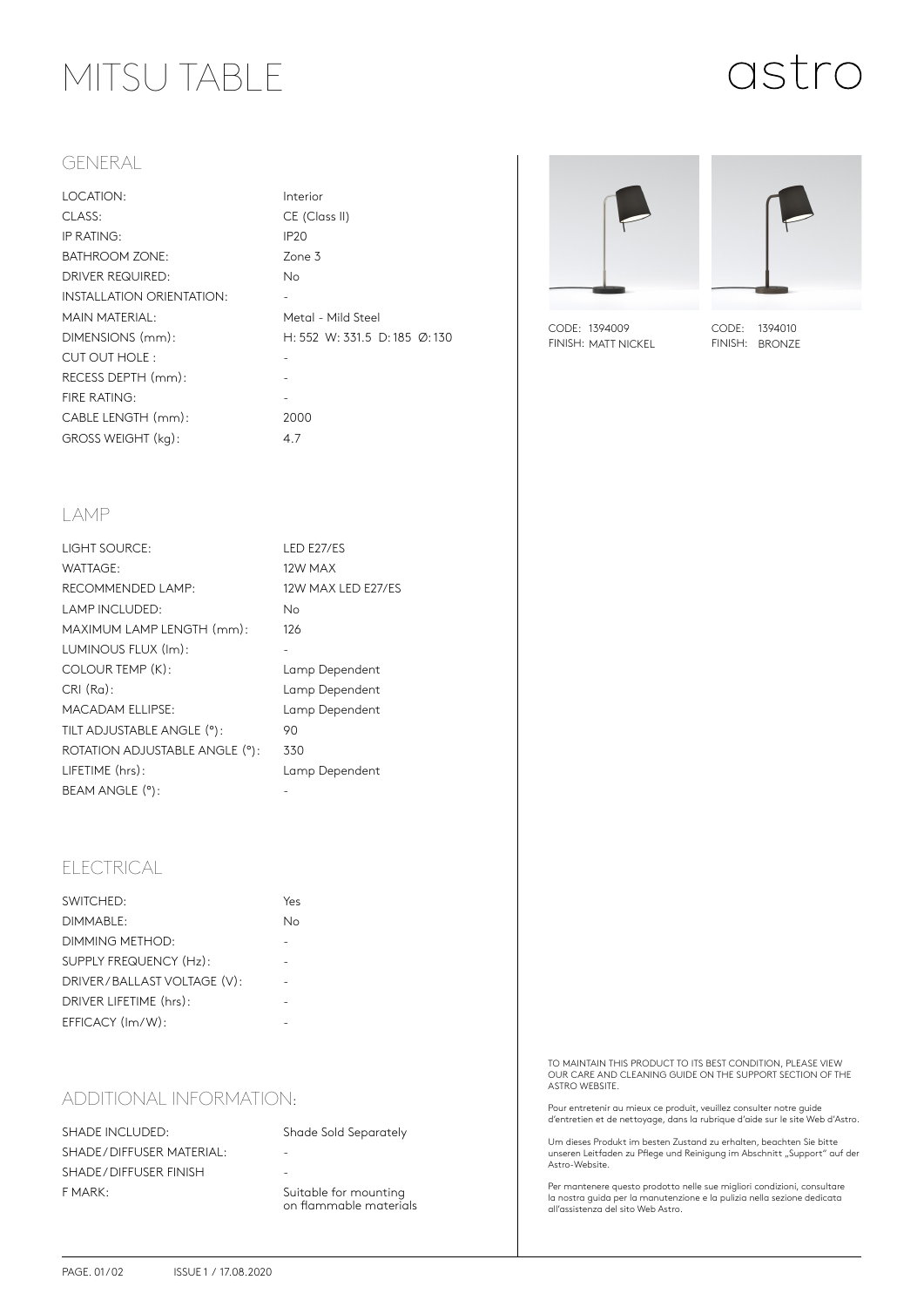# MITSU TABLE

astro

## GENERAL

| | |
|---|---|
| LOCATION: | Interior |
| CLASS: | CE (Class II) |
| IP RATING: | IP20 |
| BATHROOM ZONE: | Zone 3 |
| DRIVER REQUIRED: | No |
| INSTALLATION ORIENTATION: | - |
| MAIN MATERIAL: | Metal - Mild Steel |
| DIMENSIONS (mm): | H: 552 W: 331.5 D: 185 Ø: 130 |
| CUT OUT HOLE : | - |
| RECESS DEPTH (mm): | - |
| FIRE RATING: | - |
| CABLE LENGTH (mm): | 2000 |
| GROSS WEIGHT (kg): | 4.7 |

CODE: 1394009
FINISH: MATT NICKEL

CODE: 1394010
FINISH: BRONZE

## LAMP

| | |
|---|---|
| LIGHT SOURCE: | LED E27/ES |
| WATTAGE: | 12W MAX |
| RECOMMENDED LAMP: | 12W MAX LED E27/ES |
| LAMP INCLUDED: | No |
| MAXIMUM LAMP LENGTH (mm): | 126 |
| LUMINOUS FLUX (lm): | - |
| COLOUR TEMP (K): | Lamp Dependent |
| CRI (Ra): | Lamp Dependent |
| MACADAM ELLIPSE: | Lamp Dependent |
| TILT ADJUSTABLE ANGLE (°): | 90 |
| ROTATION ADJUSTABLE ANGLE (°): | 330 |
| LIFETIME (hrs): | Lamp Dependent |
| BEAM ANGLE (°): | - |

## ELECTRICAL

| | |
|---|---|
| SWITCHED: | Yes |
| DIMMABLE: | No |
| DIMMING METHOD: | - |
| SUPPLY FREQUENCY (Hz): | - |
| DRIVER/BALLAST VOLTAGE (V): | - |
| DRIVER LIFETIME (hrs): | - |
| EFFICACY (lm/W): | - |

## ADDITIONAL INFORMATION:

| | |
|---|---|
| SHADE INCLUDED: | Shade Sold Separately |
| SHADE/DIFFUSER MATERIAL: | - |
| SHADE/DIFFUSER FINISH | - |
| F MARK: | Suitable for mounting on flammable materials |

TO MAINTAIN THIS PRODUCT TO ITS BEST CONDITION, PLEASE VIEW OUR CARE AND CLEANING GUIDE ON THE SUPPORT SECTION OF THE ASTRO WEBSITE.

Pour entretenir au mieux ce produit, veuillez consulter notre guide d'entretien et de nettoyage, dans la rubrique d'aide sur le site Web d'Astro.

Um dieses Produkt im besten Zustand zu erhalten, beachten Sie bitte unseren Leitfaden zu Pflege und Reinigung im Abschnitt „Support" auf der Astro-Website.

Per mantenere questo prodotto nelle sue migliori condizioni, consultare la nostra guida per la manutenzione e la pulizia nella sezione dedicata all'assistenza del sito Web Astro.

ISSUE 1 / 17.08.2020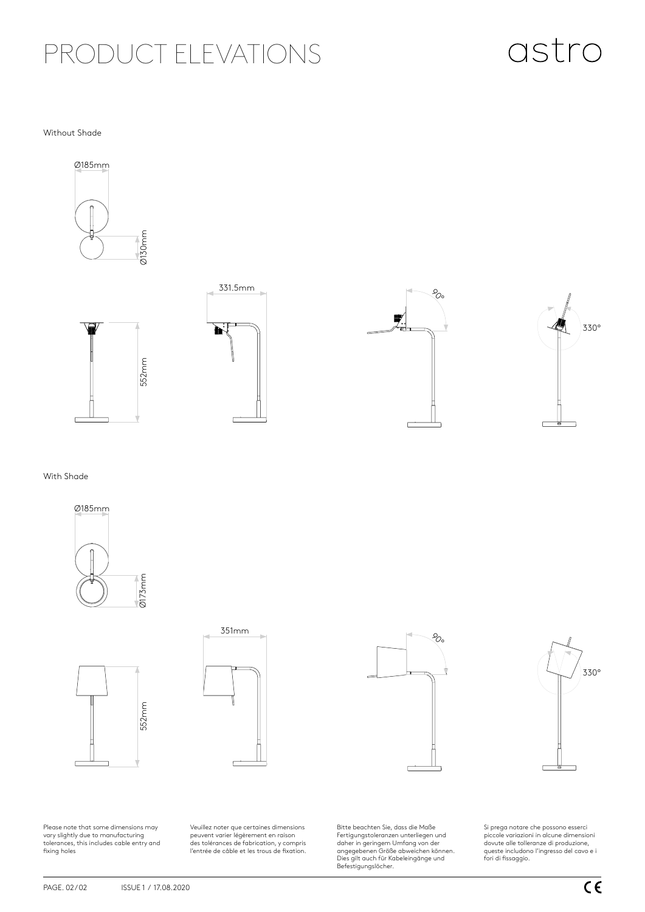# PRODUCT ELEVATIONS

astro

## Without Shade

Ø185mm

Ø130mm

331.5mm

552mm

90°

330°

## With Shade

Ø185mm

Ø173mm

351mm

552mm

90°

330°

Please note that some dimensions may vary slightly due to manufacturing tolerances, this includes cable entry and fixing holes

Veuillez noter que certaines dimensions peuvent varier légèrement en raison des tolérances de fabrication, y compris l'entrée de câble et les trous de fixation.

Bitte beachten Sie, dass die Maße Fertigungstoleranzen unterliegen und daher in geringem Umfang von der angegebenen Größe abweichen können. Dies gilt auch für Kabeleingänge und Befestigungslöcher.

Si prega notare che possono esserci piccole variazioni in alcune dimensioni dovute alle tolleranze di produzione, queste includono l'ingresso del cavo e i fori di fissaggio.

ISSUE 1 / 17.08.2020

CE